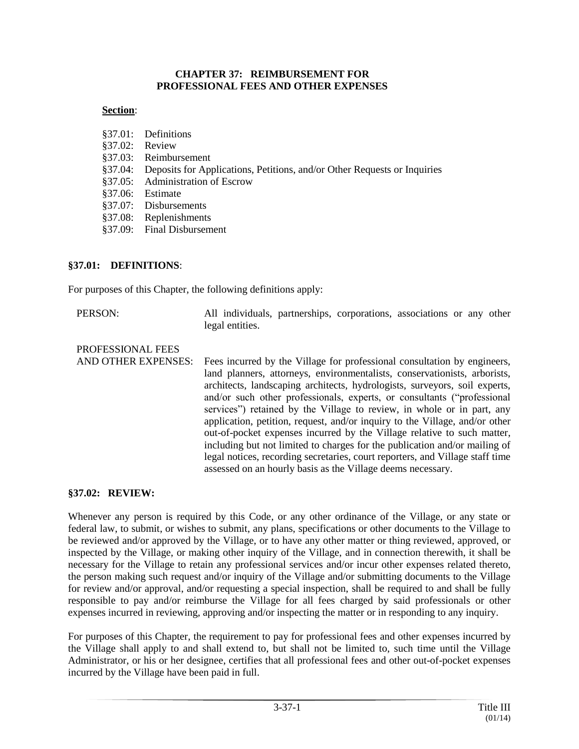# CHAPTER 37: REIMBURSEMENT FOR PROFESSIONAL FEES AND OTHER EXPENSES

**Section**:

- §37.01: Definitions
- §37.02: Review
- §37.03: Reimbursement
- §37.04: Deposits for Applications, Petitions, and/or Other Requests or Inquiries
- §37.05: Administration of Escrow
- §37.06: Estimate
- §37.07: Disbursements
- §37.08: Replenishments
- §37.09: Final Disbursement

## §37.01: DEFINITIONS:

For purposes of this Chapter, the following definitions apply:

PERSON: All individuals, partnerships, corporations, associations or any other legal entities.

PROFESSIONAL FEES AND OTHER EXPENSES: Fees incurred by the Village for professional consultation by engineers, land planners, attorneys, environmentalists, conservationists, arborists, architects, landscaping architects, hydrologists, surveyors, soil experts, and/or such other professionals, experts, or consultants ("professional services") retained by the Village to review, in whole or in part, any application, petition, request, and/or inquiry to the Village, and/or other out-of-pocket expenses incurred by the Village relative to such matter, including but not limited to charges for the publication and/or mailing of legal notices, recording secretaries, court reporters, and Village staff time assessed on an hourly basis as the Village deems necessary.

## §37.02: REVIEW:

Whenever any person is required by this Code, or any other ordinance of the Village, or any state or federal law, to submit, or wishes to submit, any plans, specifications or other documents to the Village to be reviewed and/or approved by the Village, or to have any other matter or thing reviewed, approved, or inspected by the Village, or making other inquiry of the Village, and in connection therewith, it shall be necessary for the Village to retain any professional services and/or incur other expenses related thereto, the person making such request and/or inquiry of the Village and/or submitting documents to the Village for review and/or approval, and/or requesting a special inspection, shall be required to and shall be fully responsible to pay and/or reimburse the Village for all fees charged by said professionals or other expenses incurred in reviewing, approving and/or inspecting the matter or in responding to any inquiry.

For purposes of this Chapter, the requirement to pay for professional fees and other expenses incurred by the Village shall apply to and shall extend to, but shall not be limited to, such time until the Village Administrator, or his or her designee, certifies that all professional fees and other out-of-pocket expenses incurred by the Village have been paid in full.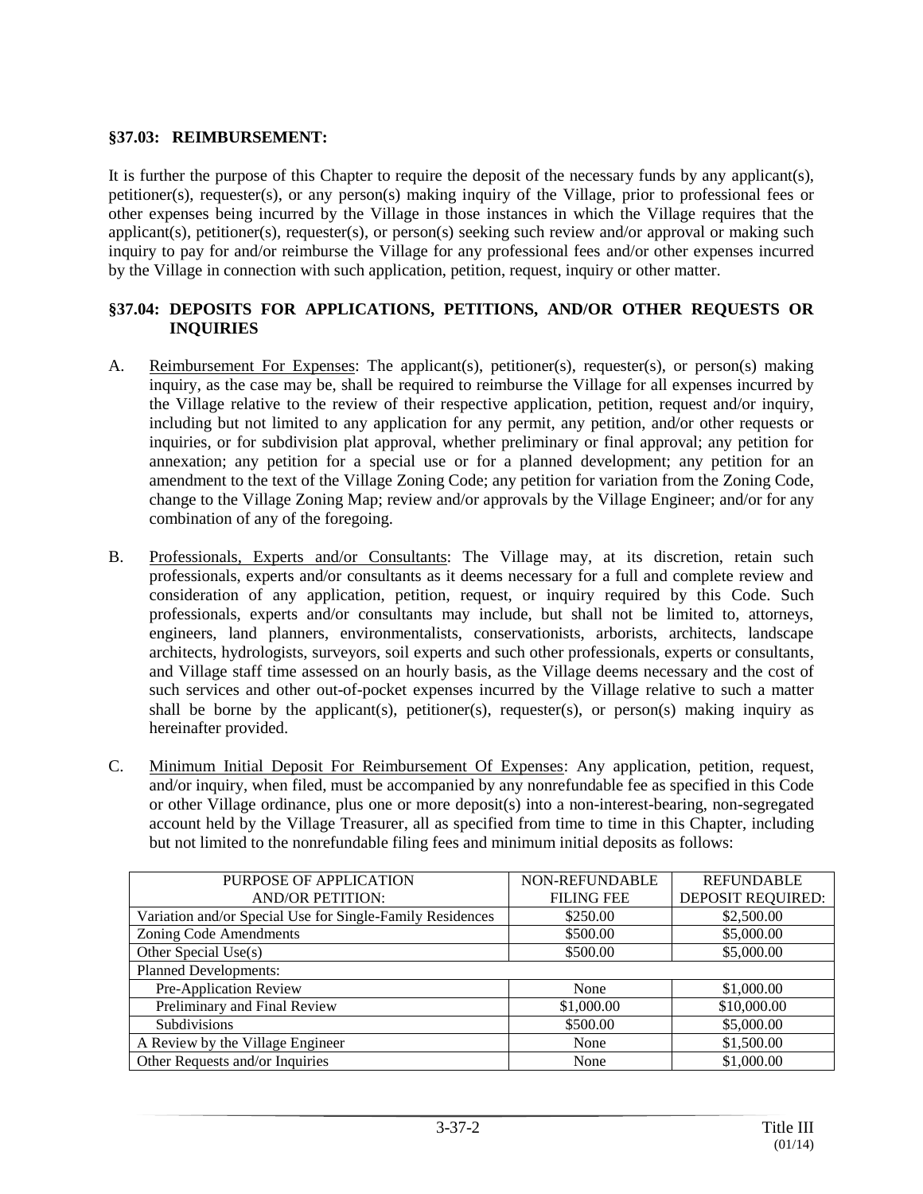### §37.03: REIMBURSEMENT:

It is further the purpose of this Chapter to require the deposit of the necessary funds by any applicant(s), petitioner(s), requester(s), or any person(s) making inquiry of the Village, prior to professional fees or other expenses being incurred by the Village in those instances in which the Village requires that the applicant(s), petitioner(s), requester(s), or person(s) seeking such review and/or approval or making such inquiry to pay for and/or reimburse the Village for any professional fees and/or other expenses incurred by the Village in connection with such application, petition, request, inquiry or other matter.

### §37.04: DEPOSITS FOR APPLICATIONS, PETITIONS, AND/OR OTHER REQUESTS OR INQUIRIES

A. Reimbursement For Expenses: The applicant(s), petitioner(s), requester(s), or person(s) making inquiry, as the case may be, shall be required to reimburse the Village for all expenses incurred by the Village relative to the review of their respective application, petition, request and/or inquiry, including but not limited to any application for any permit, any petition, and/or other requests or inquiries, or for subdivision plat approval, whether preliminary or final approval; any petition for annexation; any petition for a special use or for a planned development; any petition for an amendment to the text of the Village Zoning Code; any petition for variation from the Zoning Code, change to the Village Zoning Map; review and/or approvals by the Village Engineer; and/or for any combination of any of the foregoing.

B. Professionals, Experts and/or Consultants: The Village may, at its discretion, retain such professionals, experts and/or consultants as it deems necessary for a full and complete review and consideration of any application, petition, request, or inquiry required by this Code. Such professionals, experts and/or consultants may include, but shall not be limited to, attorneys, engineers, land planners, environmentalists, conservationists, arborists, architects, landscape architects, hydrologists, surveyors, soil experts and such other professionals, experts or consultants, and Village staff time assessed on an hourly basis, as the Village deems necessary and the cost of such services and other out-of-pocket expenses incurred by the Village relative to such a matter shall be borne by the applicant(s), petitioner(s), requester(s), or person(s) making inquiry as hereinafter provided.

C. Minimum Initial Deposit For Reimbursement Of Expenses: Any application, petition, request, and/or inquiry, when filed, must be accompanied by any nonrefundable fee as specified in this Code or other Village ordinance, plus one or more deposit(s) into a non-interest-bearing, non-segregated account held by the Village Treasurer, all as specified from time to time in this Chapter, including but not limited to the nonrefundable filing fees and minimum initial deposits as follows:

| PURPOSE OF APPLICATION AND/OR PETITION: | NON-REFUNDABLE FILING FEE | REFUNDABLE DEPOSIT REQUIRED: |
|---|---|---|
| Variation and/or Special Use for Single-Family Residences | $250.00 | $2,500.00 |
| Zoning Code Amendments | $500.00 | $5,000.00 |
| Other Special Use(s) | $500.00 | $5,000.00 |
| Planned Developments: | | |
| Pre-Application Review | None | $1,000.00 |
| Preliminary and Final Review | $1,000.00 | $10,000.00 |
| Subdivisions | $500.00 | $5,000.00 |
| A Review by the Village Engineer | None | $1,500.00 |
| Other Requests and/or Inquiries | None | $1,000.00 |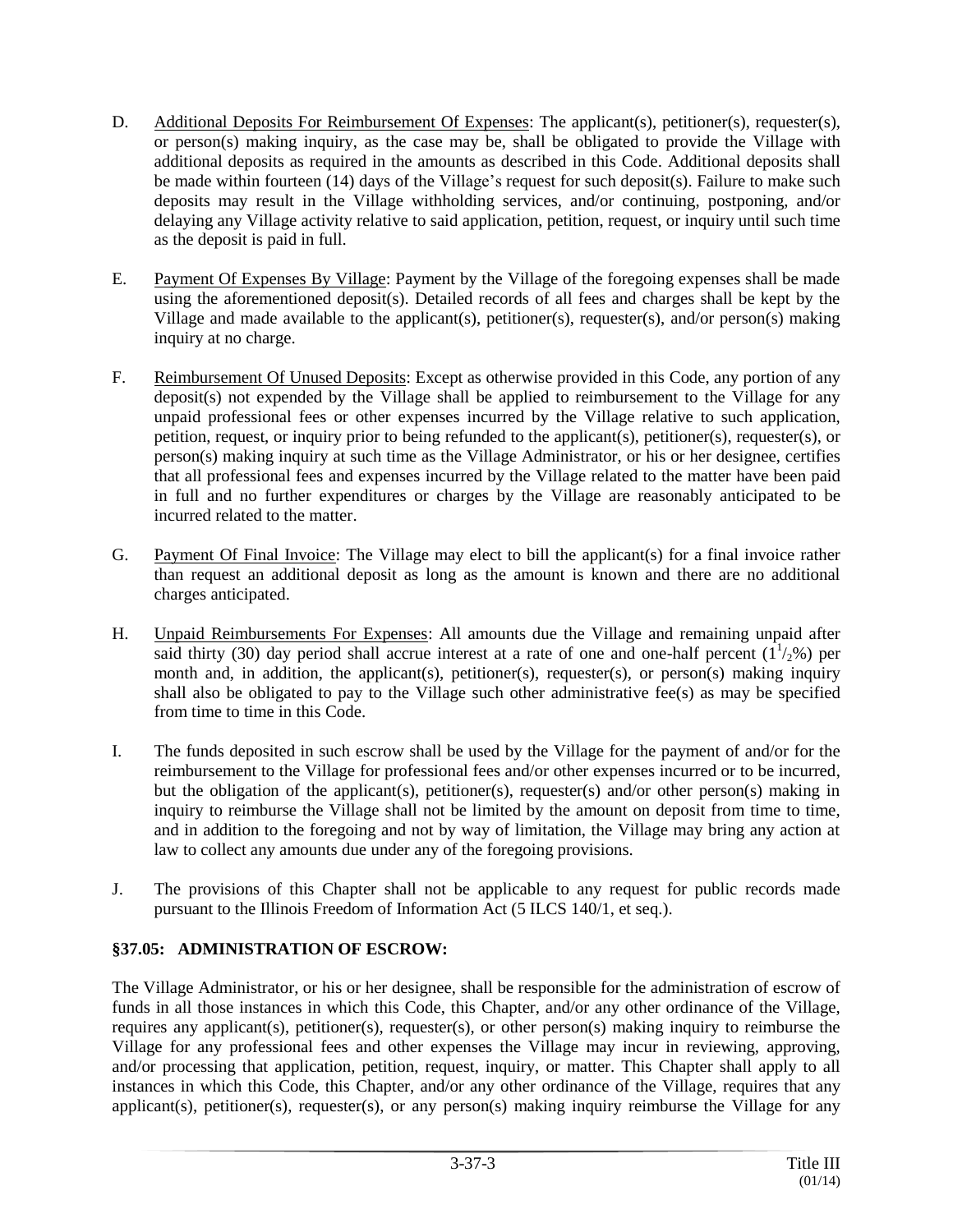D. Additional Deposits For Reimbursement Of Expenses: The applicant(s), petitioner(s), requester(s), or person(s) making inquiry, as the case may be, shall be obligated to provide the Village with additional deposits as required in the amounts as described in this Code. Additional deposits shall be made within fourteen (14) days of the Village's request for such deposit(s). Failure to make such deposits may result in the Village withholding services, and/or continuing, postponing, and/or delaying any Village activity relative to said application, petition, request, or inquiry until such time as the deposit is paid in full.

E. Payment Of Expenses By Village: Payment by the Village of the foregoing expenses shall be made using the aforementioned deposit(s). Detailed records of all fees and charges shall be kept by the Village and made available to the applicant(s), petitioner(s), requester(s), and/or person(s) making inquiry at no charge.

F. Reimbursement Of Unused Deposits: Except as otherwise provided in this Code, any portion of any deposit(s) not expended by the Village shall be applied to reimbursement to the Village for any unpaid professional fees or other expenses incurred by the Village relative to such application, petition, request, or inquiry prior to being refunded to the applicant(s), petitioner(s), requester(s), or person(s) making inquiry at such time as the Village Administrator, or his or her designee, certifies that all professional fees and expenses incurred by the Village related to the matter have been paid in full and no further expenditures or charges by the Village are reasonably anticipated to be incurred related to the matter.

G. Payment Of Final Invoice: The Village may elect to bill the applicant(s) for a final invoice rather than request an additional deposit as long as the amount is known and there are no additional charges anticipated.

H. Unpaid Reimbursements For Expenses: All amounts due the Village and remaining unpaid after said thirty (30) day period shall accrue interest at a rate of one and one-half percent ($1^1/_2$%) per month and, in addition, the applicant(s), petitioner(s), requester(s), or person(s) making inquiry shall also be obligated to pay to the Village such other administrative fee(s) as may be specified from time to time in this Code.

I. The funds deposited in such escrow shall be used by the Village for the payment of and/or for the reimbursement to the Village for professional fees and/or other expenses incurred or to be incurred, but the obligation of the applicant(s), petitioner(s), requester(s) and/or other person(s) making in inquiry to reimburse the Village shall not be limited by the amount on deposit from time to time, and in addition to the foregoing and not by way of limitation, the Village may bring any action at law to collect any amounts due under any of the foregoing provisions.

J. The provisions of this Chapter shall not be applicable to any request for public records made pursuant to the Illinois Freedom of Information Act (5 ILCS 140/1, et seq.).

### §37.05: ADMINISTRATION OF ESCROW:

The Village Administrator, or his or her designee, shall be responsible for the administration of escrow of funds in all those instances in which this Code, this Chapter, and/or any other ordinance of the Village, requires any applicant(s), petitioner(s), requester(s), or other person(s) making inquiry to reimburse the Village for any professional fees and other expenses the Village may incur in reviewing, approving, and/or processing that application, petition, request, inquiry, or matter. This Chapter shall apply to all instances in which this Code, this Chapter, and/or any other ordinance of the Village, requires that any applicant(s), petitioner(s), requester(s), or any person(s) making inquiry reimburse the Village for any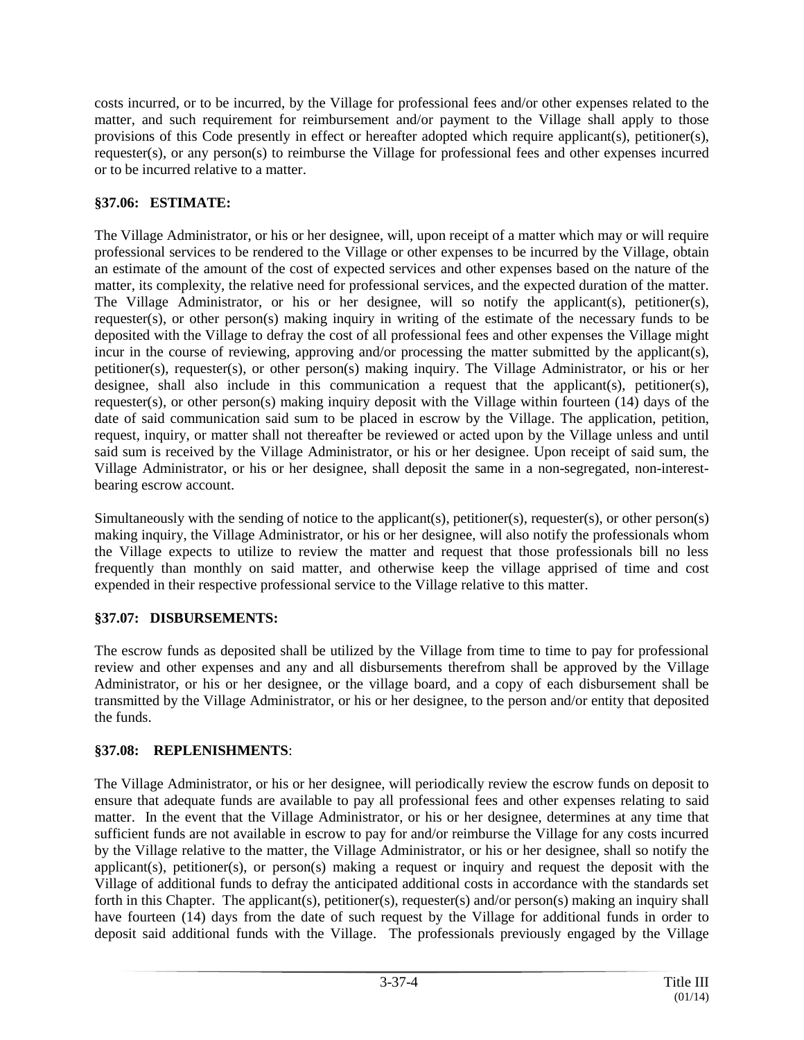costs incurred, or to be incurred, by the Village for professional fees and/or other expenses related to the matter, and such requirement for reimbursement and/or payment to the Village shall apply to those provisions of this Code presently in effect or hereafter adopted which require applicant(s), petitioner(s), requester(s), or any person(s) to reimburse the Village for professional fees and other expenses incurred or to be incurred relative to a matter.

### §37.06: ESTIMATE:

The Village Administrator, or his or her designee, will, upon receipt of a matter which may or will require professional services to be rendered to the Village or other expenses to be incurred by the Village, obtain an estimate of the amount of the cost of expected services and other expenses based on the nature of the matter, its complexity, the relative need for professional services, and the expected duration of the matter. The Village Administrator, or his or her designee, will so notify the applicant(s), petitioner(s), requester(s), or other person(s) making inquiry in writing of the estimate of the necessary funds to be deposited with the Village to defray the cost of all professional fees and other expenses the Village might incur in the course of reviewing, approving and/or processing the matter submitted by the applicant(s), petitioner(s), requester(s), or other person(s) making inquiry. The Village Administrator, or his or her designee, shall also include in this communication a request that the applicant(s), petitioner(s), requester(s), or other person(s) making inquiry deposit with the Village within fourteen (14) days of the date of said communication said sum to be placed in escrow by the Village. The application, petition, request, inquiry, or matter shall not thereafter be reviewed or acted upon by the Village unless and until said sum is received by the Village Administrator, or his or her designee. Upon receipt of said sum, the Village Administrator, or his or her designee, shall deposit the same in a non-segregated, non-interest-bearing escrow account.

Simultaneously with the sending of notice to the applicant(s), petitioner(s), requester(s), or other person(s) making inquiry, the Village Administrator, or his or her designee, will also notify the professionals whom the Village expects to utilize to review the matter and request that those professionals bill no less frequently than monthly on said matter, and otherwise keep the village apprised of time and cost expended in their respective professional service to the Village relative to this matter.

### §37.07: DISBURSEMENTS:

The escrow funds as deposited shall be utilized by the Village from time to time to pay for professional review and other expenses and any and all disbursements therefrom shall be approved by the Village Administrator, or his or her designee, or the village board, and a copy of each disbursement shall be transmitted by the Village Administrator, or his or her designee, to the person and/or entity that deposited the funds.

### §37.08: REPLENISHMENTS:

The Village Administrator, or his or her designee, will periodically review the escrow funds on deposit to ensure that adequate funds are available to pay all professional fees and other expenses relating to said matter. In the event that the Village Administrator, or his or her designee, determines at any time that sufficient funds are not available in escrow to pay for and/or reimburse the Village for any costs incurred by the Village relative to the matter, the Village Administrator, or his or her designee, shall so notify the applicant(s), petitioner(s), or person(s) making a request or inquiry and request the deposit with the Village of additional funds to defray the anticipated additional costs in accordance with the standards set forth in this Chapter. The applicant(s), petitioner(s), requester(s) and/or person(s) making an inquiry shall have fourteen (14) days from the date of such request by the Village for additional funds in order to deposit said additional funds with the Village. The professionals previously engaged by the Village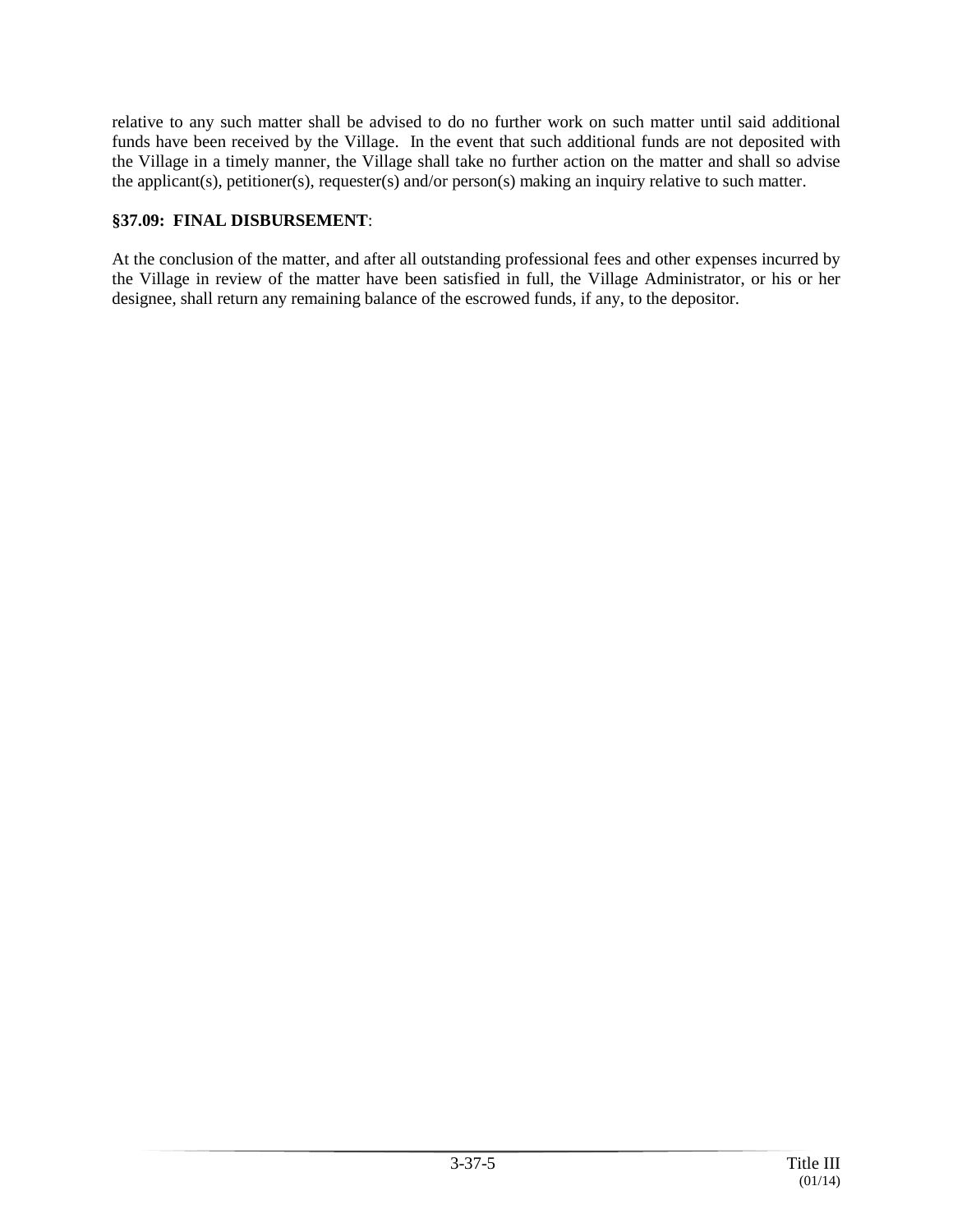relative to any such matter shall be advised to do no further work on such matter until said additional funds have been received by the Village. In the event that such additional funds are not deposited with the Village in a timely manner, the Village shall take no further action on the matter and shall so advise the applicant(s), petitioner(s), requester(s) and/or person(s) making an inquiry relative to such matter.

**§37.09: FINAL DISBURSEMENT**:

At the conclusion of the matter, and after all outstanding professional fees and other expenses incurred by the Village in review of the matter have been satisfied in full, the Village Administrator, or his or her designee, shall return any remaining balance of the escrowed funds, if any, to the depositor.